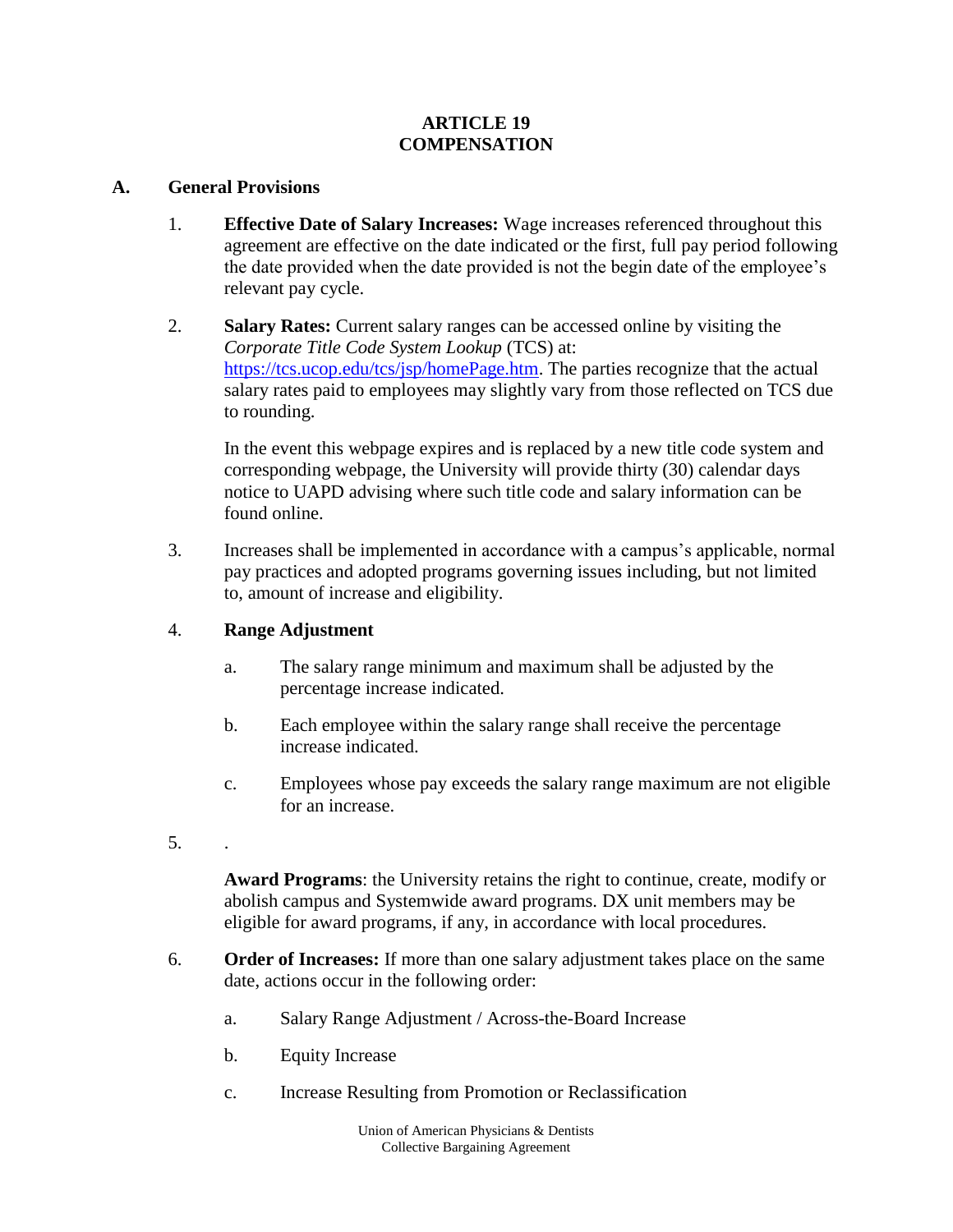# ARTICLE 19
# COMPENSATION

## A. General Provisions

1. **Effective Date of Salary Increases:** Wage increases referenced throughout this agreement are effective on the date indicated or the first, full pay period following the date provided when the date provided is not the begin date of the employee's relevant pay cycle.

2. **Salary Rates:** Current salary ranges can be accessed online by visiting the *Corporate Title Code System Lookup* (TCS) at: https://tcs.ucop.edu/tcs/jsp/homePage.htm. The parties recognize that the actual salary rates paid to employees may slightly vary from those reflected on TCS due to rounding.

   In the event this webpage expires and is replaced by a new title code system and corresponding webpage, the University will provide thirty (30) calendar days notice to UAPD advising where such title code and salary information can be found online.

3. Increases shall be implemented in accordance with a campus's applicable, normal pay practices and adopted programs governing issues including, but not limited to, amount of increase and eligibility.

4. **Range Adjustment**

   a. The salary range minimum and maximum shall be adjusted by the percentage increase indicated.

   b. Each employee within the salary range shall receive the percentage increase indicated.

   c. Employees whose pay exceeds the salary range maximum are not eligible for an increase.

5. .

   **Award Programs**: the University retains the right to continue, create, modify or abolish campus and Systemwide award programs. DX unit members may be eligible for award programs, if any, in accordance with local procedures.

6. **Order of Increases:** If more than one salary adjustment takes place on the same date, actions occur in the following order:

   a. Salary Range Adjustment / Across-the-Board Increase

   b. Equity Increase

   c. Increase Resulting from Promotion or Reclassification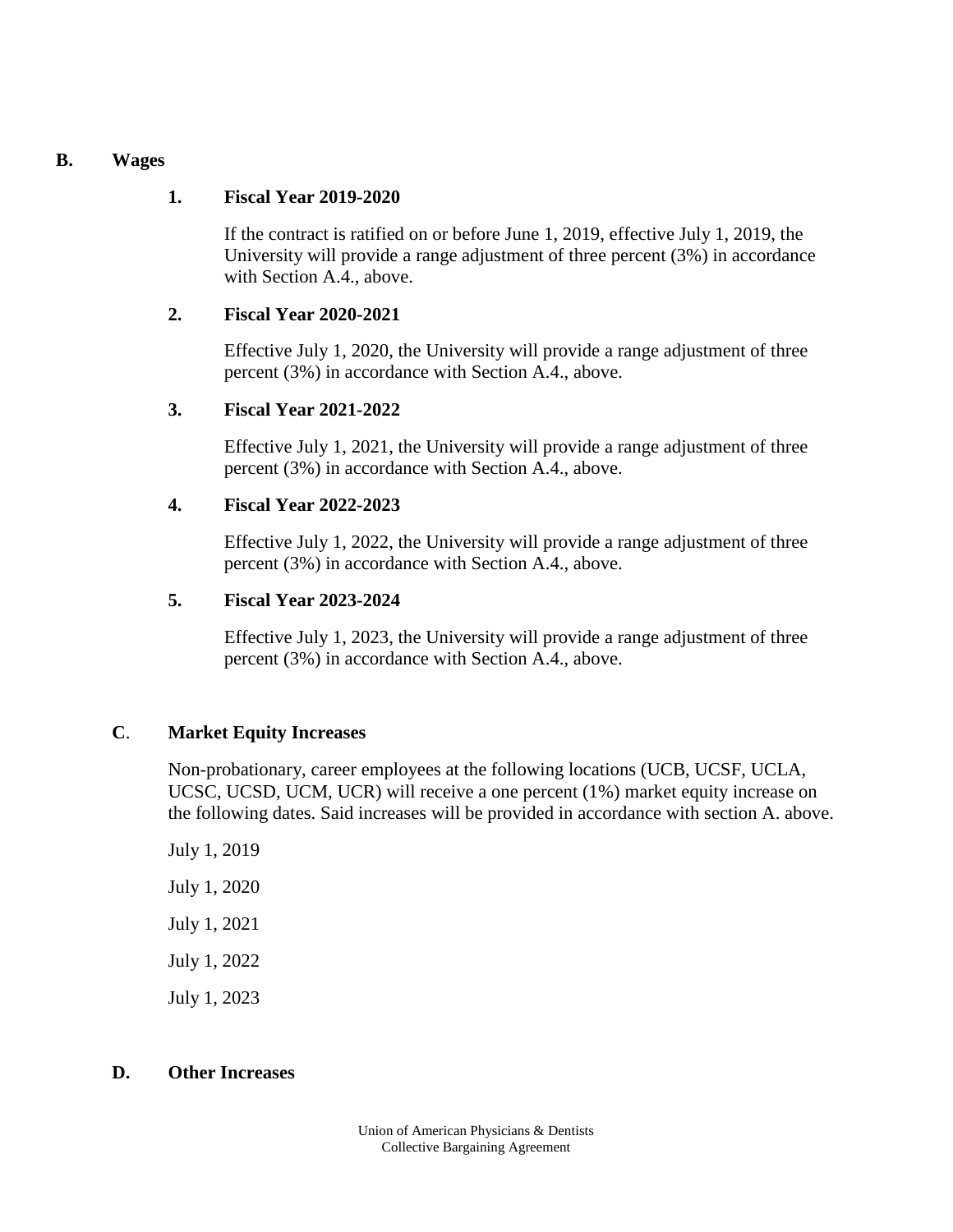## B. Wages

### 1. Fiscal Year 2019-2020

If the contract is ratified on or before June 1, 2019, effective July 1, 2019, the University will provide a range adjustment of three percent (3%) in accordance with Section A.4., above.

### 2. Fiscal Year 2020-2021

Effective July 1, 2020, the University will provide a range adjustment of three percent (3%) in accordance with Section A.4., above.

### 3. Fiscal Year 2021-2022

Effective July 1, 2021, the University will provide a range adjustment of three percent (3%) in accordance with Section A.4., above.

### 4. Fiscal Year 2022-2023

Effective July 1, 2022, the University will provide a range adjustment of three percent (3%) in accordance with Section A.4., above.

### 5. Fiscal Year 2023-2024

Effective July 1, 2023, the University will provide a range adjustment of three percent (3%) in accordance with Section A.4., above.

## C. Market Equity Increases

Non-probationary, career employees at the following locations (UCB, UCSF, UCLA, UCSC, UCSD, UCM, UCR) will receive a one percent (1%) market equity increase on the following dates. Said increases will be provided in accordance with section A. above.

July 1, 2019

July 1, 2020

July 1, 2021

July 1, 2022

July 1, 2023

## D. Other Increases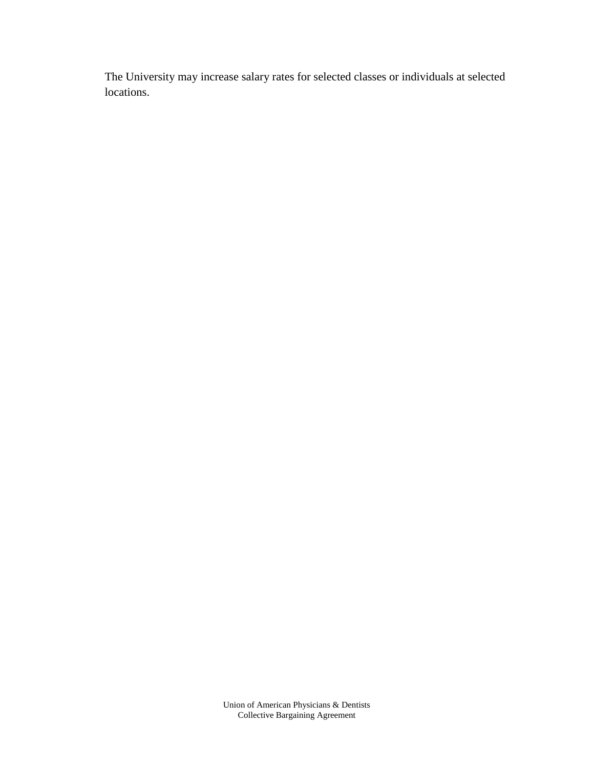The University may increase salary rates for selected classes or individuals at selected locations.